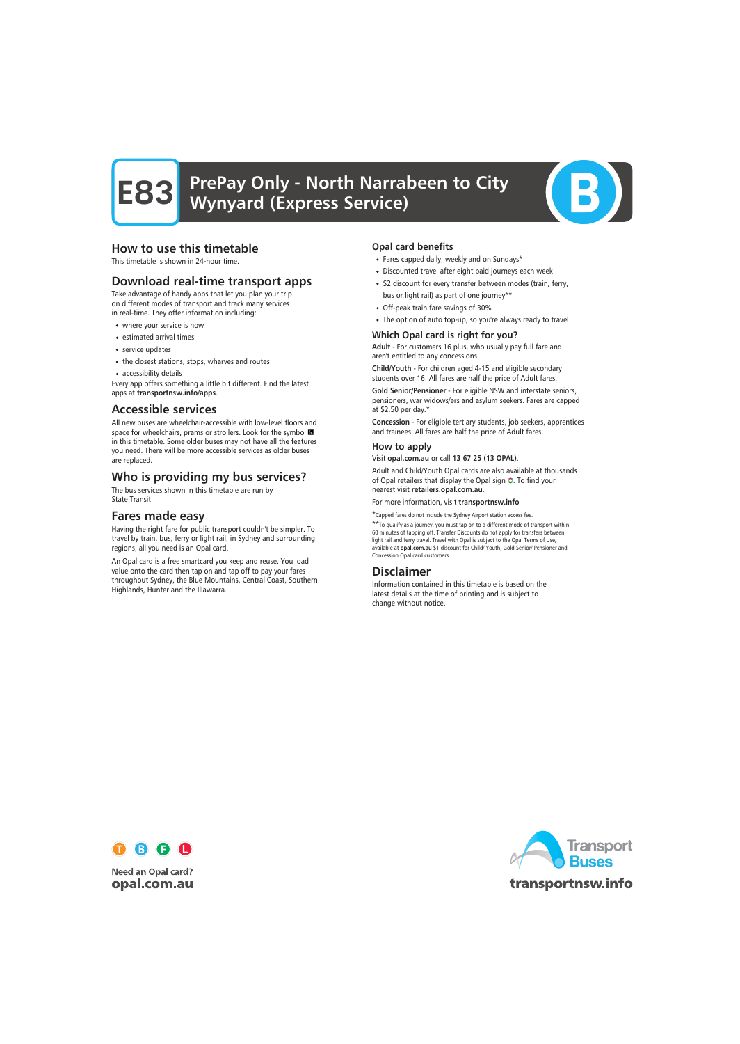# E83 PrePay Only - North Narrabeen to City Wynyard (Express Service)

## How to use this timetable

This timetable is shown in 24-hour time.

## Download real-time transport apps

Take advantage of handy apps that let you plan your trip on different modes of transport and track many services in real-time. They offer information including:

- where your service is now
- estimated arrival times
- service updates
- the closest stations, stops, wharves and routes
- accessibility details

Every app offers something a little bit different. Find the latest apps at **transportnsw.info/apps**.

## Accessible services

All new buses are wheelchair-accessible with low-level floors and space for wheelchairs, prams or strollers. Look for the symbol ♿ in this timetable. Some older buses may not have all the features you need. There will be more accessible services as older buses are replaced.

## Who is providing my bus services?

The bus services shown in this timetable are run by State Transit

## Fares made easy

Having the right fare for public transport couldn't be simpler. To travel by train, bus, ferry or light rail, in Sydney and surrounding regions, all you need is an Opal card.

An Opal card is a free smartcard you keep and reuse. You load value onto the card then tap on and tap off to pay your fares throughout Sydney, the Blue Mountains, Central Coast, Southern Highlands, Hunter and the Illawarra.

### Opal card benefits

- Fares capped daily, weekly and on Sundays*
- Discounted travel after eight paid journeys each week
- $2 discount for every transfer between modes (train, ferry, bus or light rail) as part of one journey**
- Off-peak train fare savings of 30%
- The option of auto top-up, so you're always ready to travel

### Which Opal card is right for you?

**Adult** - For customers 16 plus, who usually pay full fare and aren't entitled to any concessions.

**Child/Youth** - For children aged 4-15 and eligible secondary students over 16. All fares are half the price of Adult fares.

**Gold Senior/Pensioner** - For eligible NSW and interstate seniors, pensioners, war widows/ers and asylum seekers. Fares are capped at $2.50 per day.*

**Concession** - For eligible tertiary students, job seekers, apprentices and trainees. All fares are half the price of Adult fares.

### How to apply

Visit **opal.com.au** or call **13 67 25 (13 OPAL)**.

Adult and Child/Youth Opal cards are also available at thousands of Opal retailers that display the Opal sign. To find your nearest visit **retailers.opal.com.au**.

For more information, visit **transportnsw.info**

*Capped fares do not include the Sydney Airport station access fee.

**To qualify as a journey, you must tap on to a different mode of transport within 60 minutes of tapping off. Transfer Discounts do not apply for transfers between light rail and ferry travel. Travel with Opal is subject to the Opal Terms of Use, available at **opal.com.au** $1 discount for Child/ Youth, Gold Senior/ Pensioner and Concession Opal card customers.

## Disclaimer

Information contained in this timetable is based on the latest details at the time of printing and is subject to change without notice.

Need an Opal card?
**opal.com.au**

Transport Buses
**transportnsw.info**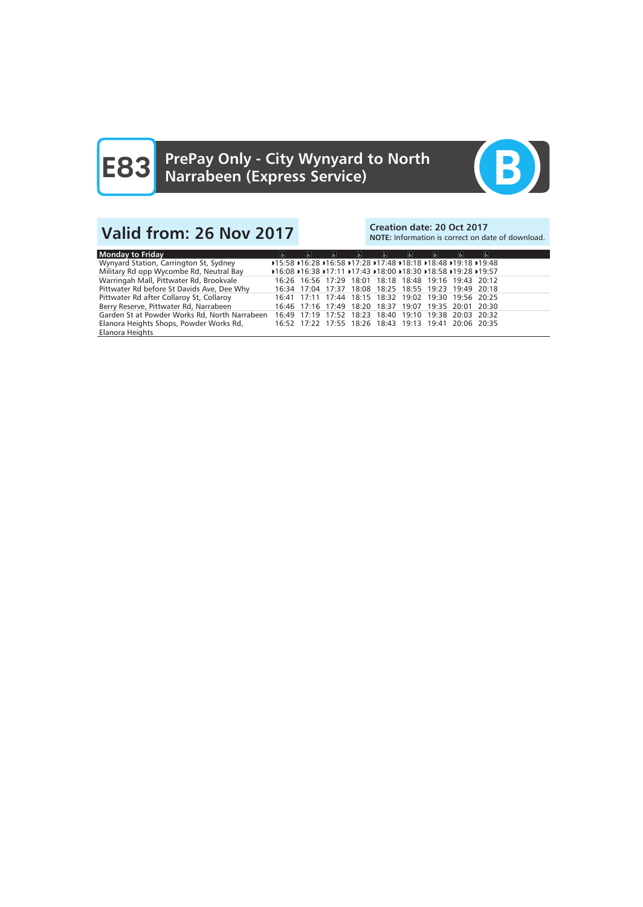# E83 PrePay Only - City Wynyard to North Narrabeen (Express Service)

B

## Valid from: 26 Nov 2017

**Creation date: 20 Oct 2017**
**NOTE:** Information is correct on date of download.

| Monday to Friday | ♿ | ♿ | ♿ | ♿ | ♿ | ♿ | ♿ | ♿ | ♿ |
|---|---|---|---|---|---|---|---|---|---|
| Wynyard Station, Carrington St, Sydney | ▸15:58 | ▸16:28 | ▸16:58 | ▸17:28 | ▸17:48 | ▸18:18 | ▸18:48 | ▸19:18 | ▸19:48 |
| Military Rd opp Wycombe Rd, Neutral Bay | ▸16:08 | ▸16:38 | ▸17:11 | ▸17:43 | ▸18:00 | ▸18:30 | ▸18:58 | ▸19:28 | ▸19:57 |
| Warringah Mall, Pittwater Rd, Brookvale | 16:26 | 16:56 | 17:29 | 18:01 | 18:18 | 18:48 | 19:16 | 19:43 | 20:12 |
| Pittwater Rd before St Davids Ave, Dee Why | 16:34 | 17:04 | 17:37 | 18:08 | 18:25 | 18:55 | 19:23 | 19:49 | 20:18 |
| Pittwater Rd after Collaroy St, Collaroy | 16:41 | 17:11 | 17:44 | 18:15 | 18:32 | 19:02 | 19:30 | 19:56 | 20:25 |
| Berry Reserve, Pittwater Rd, Narrabeen | 16:46 | 17:16 | 17:49 | 18:20 | 18:37 | 19:07 | 19:35 | 20:01 | 20:30 |
| Garden St at Powder Works Rd, North Narrabeen | 16:49 | 17:19 | 17:52 | 18:23 | 18:40 | 19:10 | 19:38 | 20:03 | 20:32 |
| Elanora Heights Shops, Powder Works Rd, Elanora Heights | 16:52 | 17:22 | 17:55 | 18:26 | 18:43 | 19:13 | 19:41 | 20:06 | 20:35 |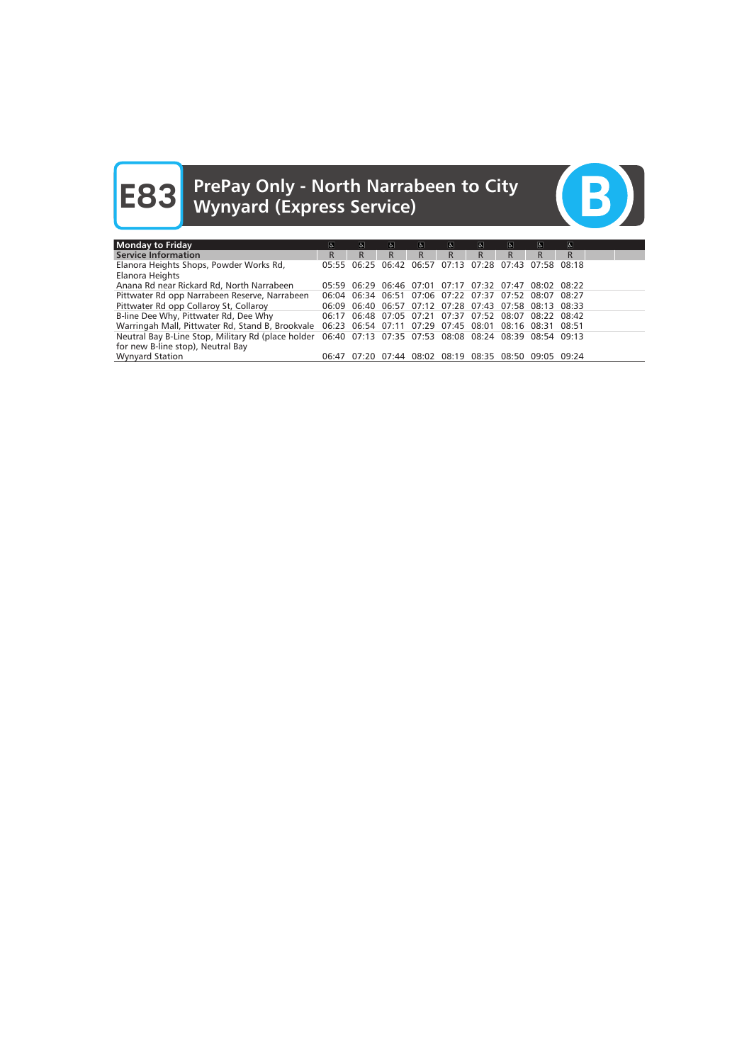# E83 PrePay Only - North Narrabeen to City Wynyard (Express Service)

| Monday to Friday | ♿ | ♿ | ♿ | ♿ | ♿ | ♿ | ♿ | ♿ | ♿ |
|---|---|---|---|---|---|---|---|---|---|
| Service Information | R | R | R | R | R | R | R | R | R |
| Elanora Heights Shops, Powder Works Rd, Elanora Heights | 05:55 | 06:25 | 06:42 | 06:57 | 07:13 | 07:28 | 07:43 | 07:58 | 08:18 |
| Anana Rd near Rickard Rd, North Narrabeen | 05:59 | 06:29 | 06:46 | 07:01 | 07:17 | 07:32 | 07:47 | 08:02 | 08:22 |
| Pittwater Rd opp Narrabeen Reserve, Narrabeen | 06:04 | 06:34 | 06:51 | 07:06 | 07:22 | 07:37 | 07:52 | 08:07 | 08:27 |
| Pittwater Rd opp Collaroy St, Collaroy | 06:09 | 06:40 | 06:57 | 07:12 | 07:28 | 07:43 | 07:58 | 08:13 | 08:33 |
| B-line Dee Why, Pittwater Rd, Dee Why | 06:17 | 06:48 | 07:05 | 07:21 | 07:37 | 07:52 | 08:07 | 08:22 | 08:42 |
| Warringah Mall, Pittwater Rd, Stand B, Brookvale | 06:23 | 06:54 | 07:11 | 07:29 | 07:45 | 08:01 | 08:16 | 08:31 | 08:51 |
| Neutral Bay B-Line Stop, Military Rd (place holder for new B-line stop), Neutral Bay | 06:40 | 07:13 | 07:35 | 07:53 | 08:08 | 08:24 | 08:39 | 08:54 | 09:13 |
| Wynyard Station | 06:47 | 07:20 | 07:44 | 08:02 | 08:19 | 08:35 | 08:50 | 09:05 | 09:24 |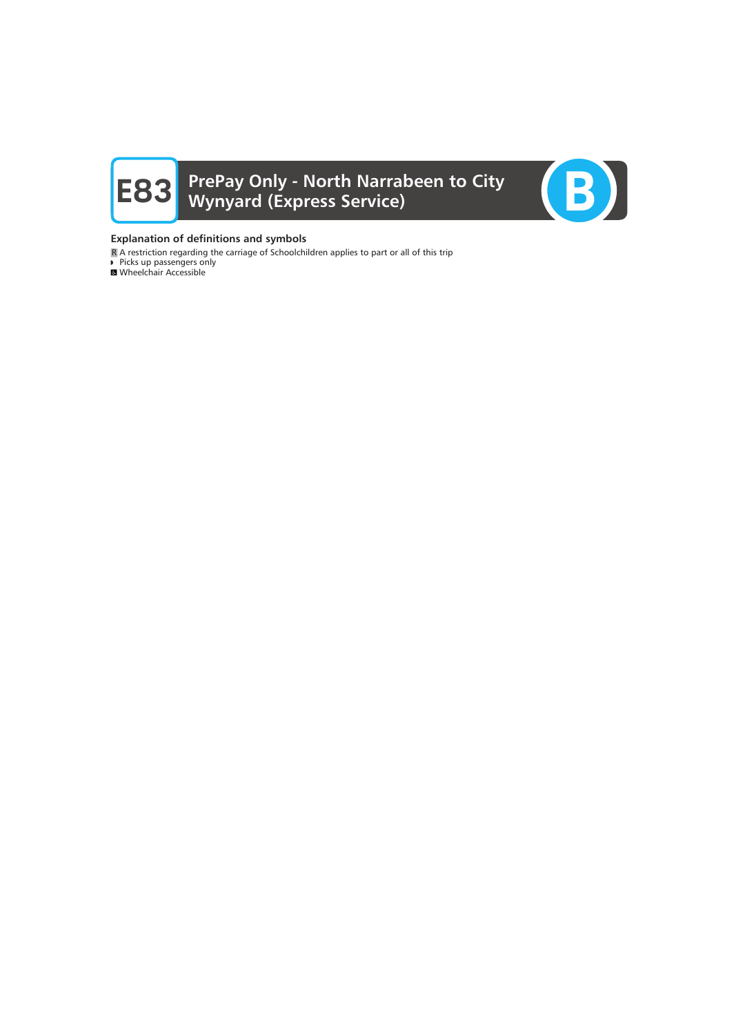# E83 PrePay Only - North Narrabeen to City Wynyard (Express Service)

B

**Explanation of definitions and symbols**

R A restriction regarding the carriage of Schoolchildren applies to part or all of this trip
◗ Picks up passengers only
♿ Wheelchair Accessible